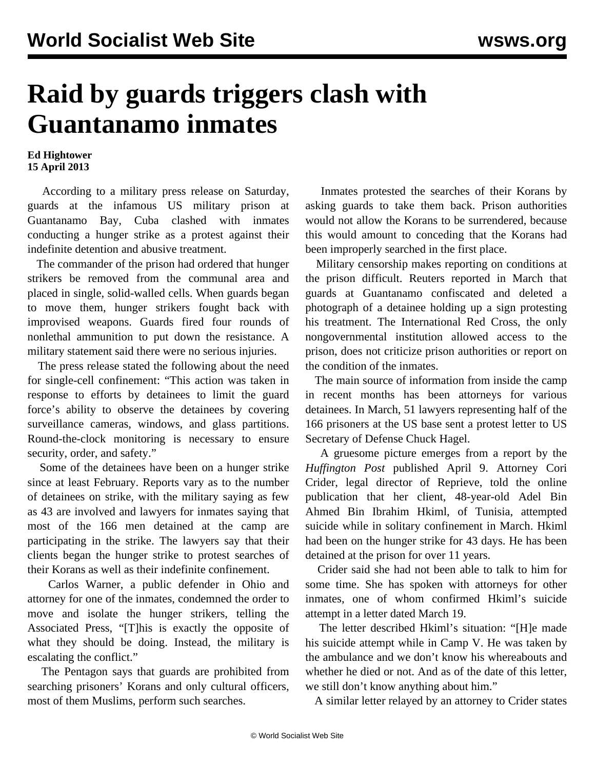# Raid by guards triggers clash with Guantanamo inmates

**Ed Hightower**
**15 April 2013**

According to a military press release on Saturday, guards at the infamous US military prison at Guantanamo Bay, Cuba clashed with inmates conducting a hunger strike as a protest against their indefinite detention and abusive treatment.

The commander of the prison had ordered that hunger strikers be removed from the communal area and placed in single, solid-walled cells. When guards began to move them, hunger strikers fought back with improvised weapons. Guards fired four rounds of nonlethal ammunition to put down the resistance. A military statement said there were no serious injuries.

The press release stated the following about the need for single-cell confinement: "This action was taken in response to efforts by detainees to limit the guard force's ability to observe the detainees by covering surveillance cameras, windows, and glass partitions. Round-the-clock monitoring is necessary to ensure security, order, and safety."

Some of the detainees have been on a hunger strike since at least February. Reports vary as to the number of detainees on strike, with the military saying as few as 43 are involved and lawyers for inmates saying that most of the 166 men detained at the camp are participating in the strike. The lawyers say that their clients began the hunger strike to protest searches of their Korans as well as their indefinite confinement.

Carlos Warner, a public defender in Ohio and attorney for one of the inmates, condemned the order to move and isolate the hunger strikers, telling the Associated Press, "[T]his is exactly the opposite of what they should be doing. Instead, the military is escalating the conflict."

The Pentagon says that guards are prohibited from searching prisoners' Korans and only cultural officers, most of them Muslims, perform such searches.

Inmates protested the searches of their Korans by asking guards to take them back. Prison authorities would not allow the Korans to be surrendered, because this would amount to conceding that the Korans had been improperly searched in the first place.

Military censorship makes reporting on conditions at the prison difficult. Reuters reported in March that guards at Guantanamo confiscated and deleted a photograph of a detainee holding up a sign protesting his treatment. The International Red Cross, the only nongovernmental institution allowed access to the prison, does not criticize prison authorities or report on the condition of the inmates.

The main source of information from inside the camp in recent months has been attorneys for various detainees. In March, 51 lawyers representing half of the 166 prisoners at the US base sent a protest letter to US Secretary of Defense Chuck Hagel.

A gruesome picture emerges from a report by the *Huffington Post* published April 9. Attorney Cori Crider, legal director of Reprieve, told the online publication that her client, 48-year-old Adel Bin Ahmed Bin Ibrahim Hkiml, of Tunisia, attempted suicide while in solitary confinement in March. Hkiml had been on the hunger strike for 43 days. He has been detained at the prison for over 11 years.

Crider said she had not been able to talk to him for some time. She has spoken with attorneys for other inmates, one of whom confirmed Hkiml's suicide attempt in a letter dated March 19.

The letter described Hkiml's situation: "[H]e made his suicide attempt while in Camp V. He was taken by the ambulance and we don't know his whereabouts and whether he died or not. And as of the date of this letter, we still don't know anything about him."

A similar letter relayed by an attorney to Crider states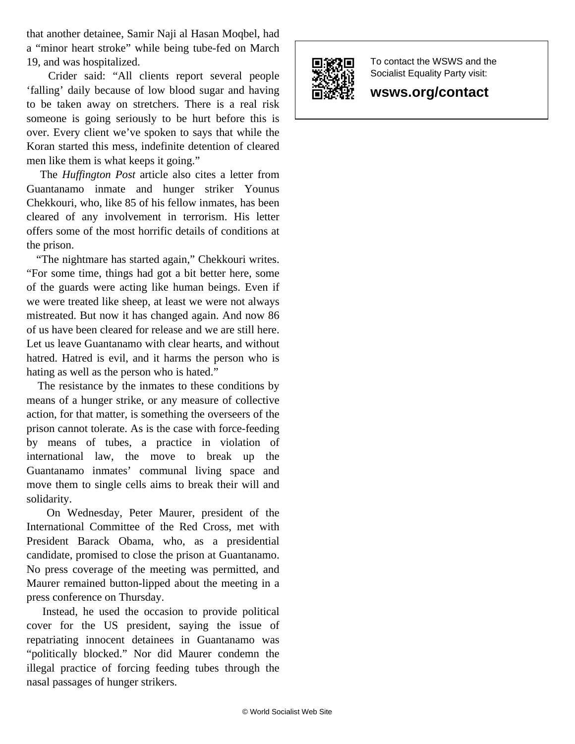that another detainee, Samir Naji al Hasan Moqbel, had a "minor heart stroke" while being tube-fed on March 19, and was hospitalized.

Crider said: "All clients report several people 'falling' daily because of low blood sugar and having to be taken away on stretchers. There is a real risk someone is going seriously to be hurt before this is over. Every client we've spoken to says that while the Koran started this mess, indefinite detention of cleared men like them is what keeps it going."

The *Huffington Post* article also cites a letter from Guantanamo inmate and hunger striker Younus Chekkouri, who, like 85 of his fellow inmates, has been cleared of any involvement in terrorism. His letter offers some of the most horrific details of conditions at the prison.

"The nightmare has started again," Chekkouri writes. "For some time, things had got a bit better here, some of the guards were acting like human beings. Even if we were treated like sheep, at least we were not always mistreated. But now it has changed again. And now 86 of us have been cleared for release and we are still here. Let us leave Guantanamo with clear hearts, and without hatred. Hatred is evil, and it harms the person who is hating as well as the person who is hated."

The resistance by the inmates to these conditions by means of a hunger strike, or any measure of collective action, for that matter, is something the overseers of the prison cannot tolerate. As is the case with force-feeding by means of tubes, a practice in violation of international law, the move to break up the Guantanamo inmates' communal living space and move them to single cells aims to break their will and solidarity.

On Wednesday, Peter Maurer, president of the International Committee of the Red Cross, met with President Barack Obama, who, as a presidential candidate, promised to close the prison at Guantanamo. No press coverage of the meeting was permitted, and Maurer remained button-lipped about the meeting in a press conference on Thursday.

Instead, he used the occasion to provide political cover for the US president, saying the issue of repatriating innocent detainees in Guantanamo was "politically blocked." Nor did Maurer condemn the illegal practice of forcing feeding tubes through the nasal passages of hunger strikers.

To contact the WSWS and the Socialist Equality Party visit:

**wsws.org/contact**